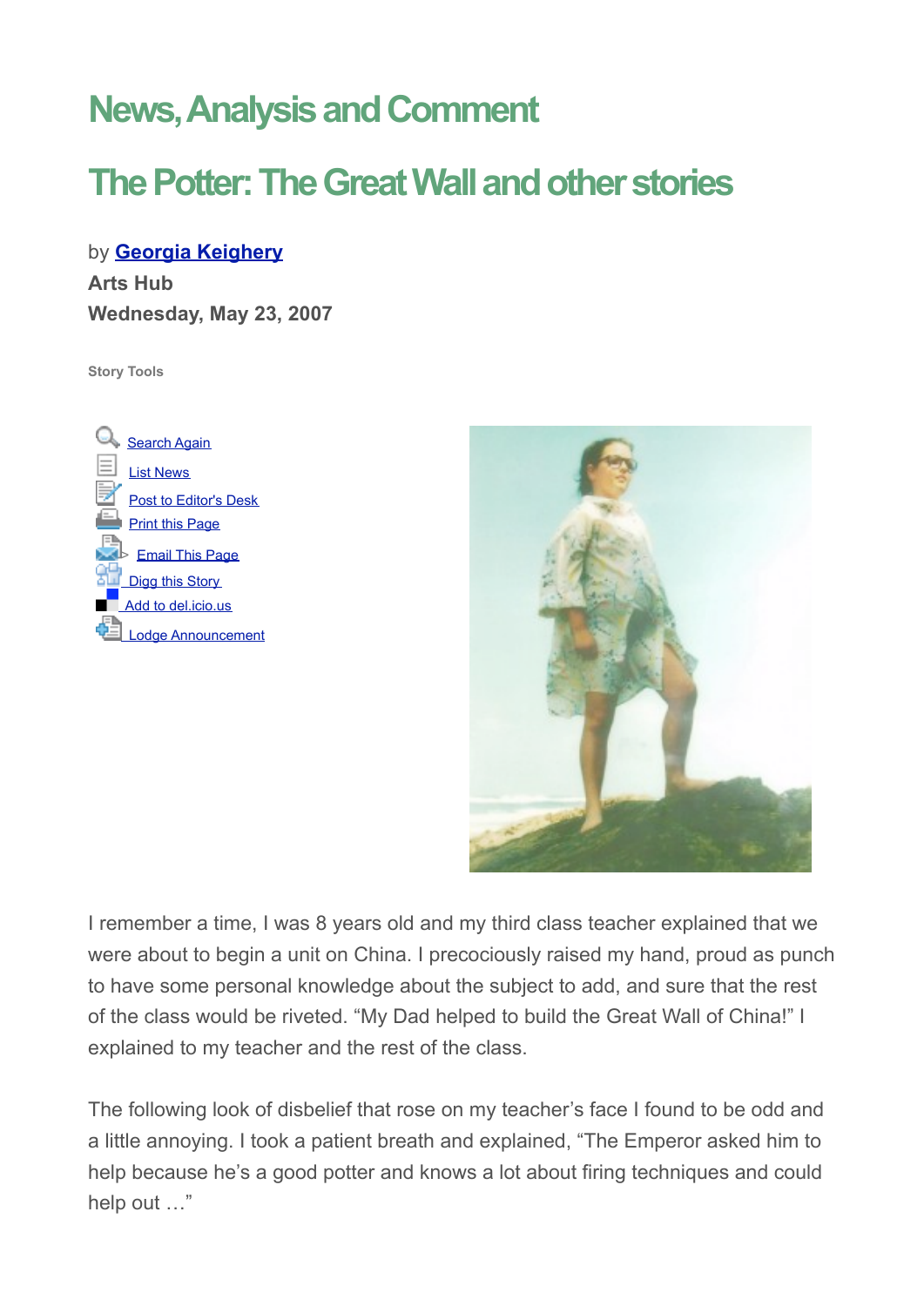# News, Analysis and Comment

## The Potter: The Great Wall and other stories

by **Georgia Keighery**

**Arts Hub**

**Wednesday, May 23, 2007**

Story Tools

- Search Again
- List News
- Post to Editor's Desk
- Print this Page
- Email This Page
- Digg this Story
- Add to del.icio.us
- Lodge Announcement

I remember a time, I was 8 years old and my third class teacher explained that we were about to begin a unit on China. I precociously raised my hand, proud as punch to have some personal knowledge about the subject to add, and sure that the rest of the class would be riveted. "My Dad helped to build the Great Wall of China!" I explained to my teacher and the rest of the class.

The following look of disbelief that rose on my teacher's face I found to be odd and a little annoying. I took a patient breath and explained, "The Emperor asked him to help because he's a good potter and knows a lot about firing techniques and could help out …"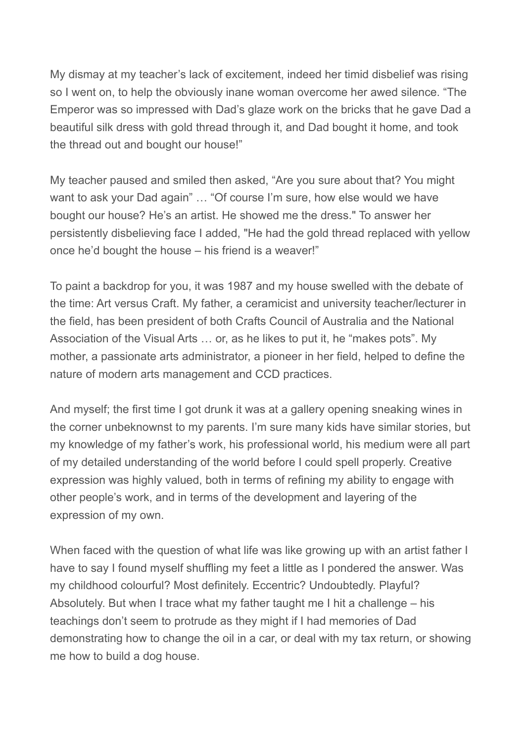My dismay at my teacher's lack of excitement, indeed her timid disbelief was rising so I went on, to help the obviously inane woman overcome her awed silence. "The Emperor was so impressed with Dad's glaze work on the bricks that he gave Dad a beautiful silk dress with gold thread through it, and Dad bought it home, and took the thread out and bought our house!"

My teacher paused and smiled then asked, "Are you sure about that? You might want to ask your Dad again" … "Of course I'm sure, how else would we have bought our house? He's an artist. He showed me the dress." To answer her persistently disbelieving face I added, "He had the gold thread replaced with yellow once he'd bought the house – his friend is a weaver!"

To paint a backdrop for you, it was 1987 and my house swelled with the debate of the time: Art versus Craft. My father, a ceramicist and university teacher/lecturer in the field, has been president of both Crafts Council of Australia and the National Association of the Visual Arts … or, as he likes to put it, he "makes pots". My mother, a passionate arts administrator, a pioneer in her field, helped to define the nature of modern arts management and CCD practices.

And myself; the first time I got drunk it was at a gallery opening sneaking wines in the corner unbeknownst to my parents. I'm sure many kids have similar stories, but my knowledge of my father's work, his professional world, his medium were all part of my detailed understanding of the world before I could spell properly. Creative expression was highly valued, both in terms of refining my ability to engage with other people's work, and in terms of the development and layering of the expression of my own.

When faced with the question of what life was like growing up with an artist father I have to say I found myself shuffling my feet a little as I pondered the answer. Was my childhood colourful? Most definitely. Eccentric? Undoubtedly. Playful? Absolutely. But when I trace what my father taught me I hit a challenge – his teachings don't seem to protrude as they might if I had memories of Dad demonstrating how to change the oil in a car, or deal with my tax return, or showing me how to build a dog house.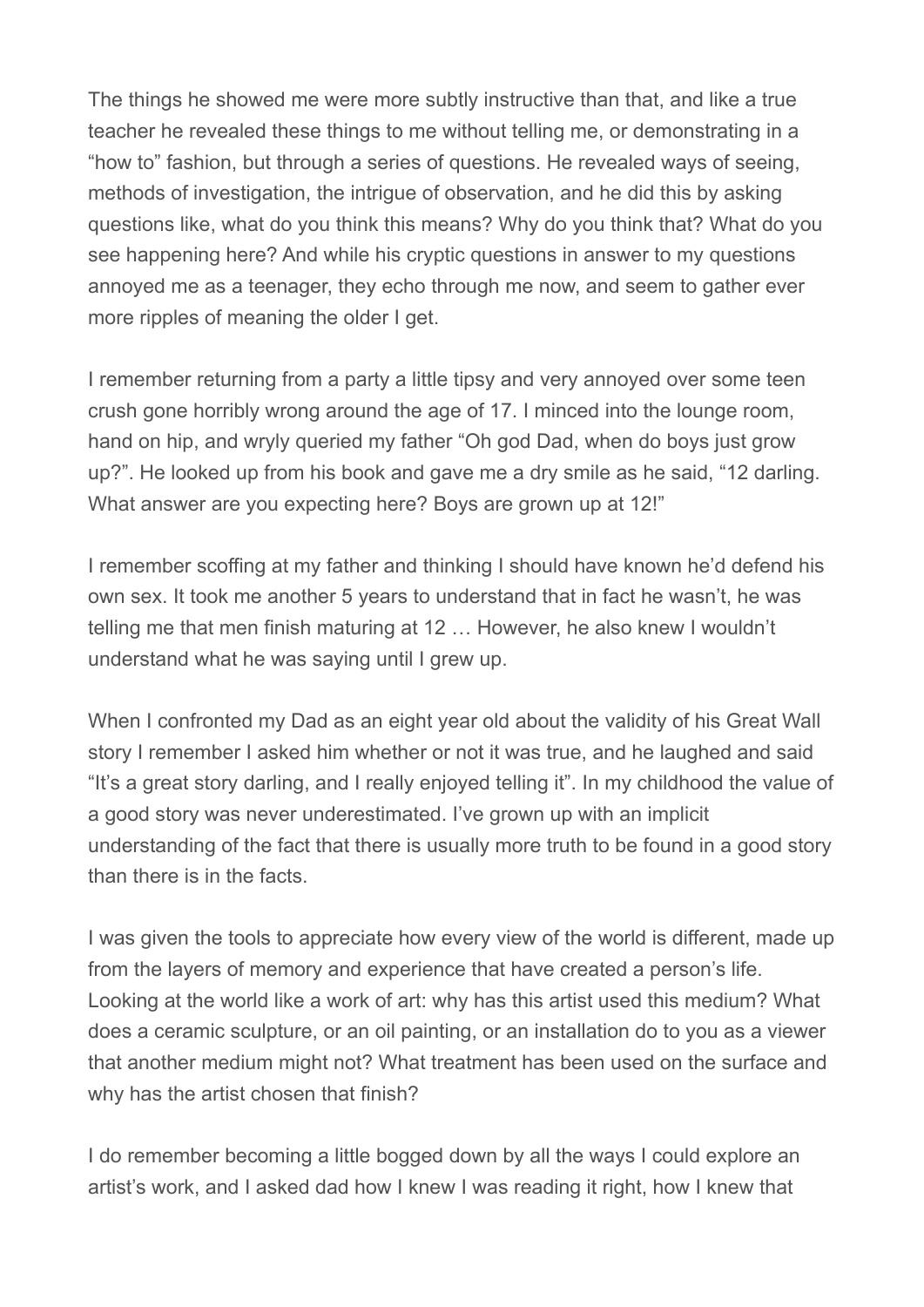The things he showed me were more subtly instructive than that, and like a true teacher he revealed these things to me without telling me, or demonstrating in a "how to" fashion, but through a series of questions. He revealed ways of seeing, methods of investigation, the intrigue of observation, and he did this by asking questions like, what do you think this means? Why do you think that? What do you see happening here? And while his cryptic questions in answer to my questions annoyed me as a teenager, they echo through me now, and seem to gather ever more ripples of meaning the older I get.

I remember returning from a party a little tipsy and very annoyed over some teen crush gone horribly wrong around the age of 17. I minced into the lounge room, hand on hip, and wryly queried my father "Oh god Dad, when do boys just grow up?". He looked up from his book and gave me a dry smile as he said, "12 darling. What answer are you expecting here? Boys are grown up at 12!"

I remember scoffing at my father and thinking I should have known he'd defend his own sex. It took me another 5 years to understand that in fact he wasn't, he was telling me that men finish maturing at 12 … However, he also knew I wouldn't understand what he was saying until I grew up.

When I confronted my Dad as an eight year old about the validity of his Great Wall story I remember I asked him whether or not it was true, and he laughed and said "It's a great story darling, and I really enjoyed telling it". In my childhood the value of a good story was never underestimated. I've grown up with an implicit understanding of the fact that there is usually more truth to be found in a good story than there is in the facts.

I was given the tools to appreciate how every view of the world is different, made up from the layers of memory and experience that have created a person's life. Looking at the world like a work of art: why has this artist used this medium? What does a ceramic sculpture, or an oil painting, or an installation do to you as a viewer that another medium might not? What treatment has been used on the surface and why has the artist chosen that finish?

I do remember becoming a little bogged down by all the ways I could explore an artist's work, and I asked dad how I knew I was reading it right, how I knew that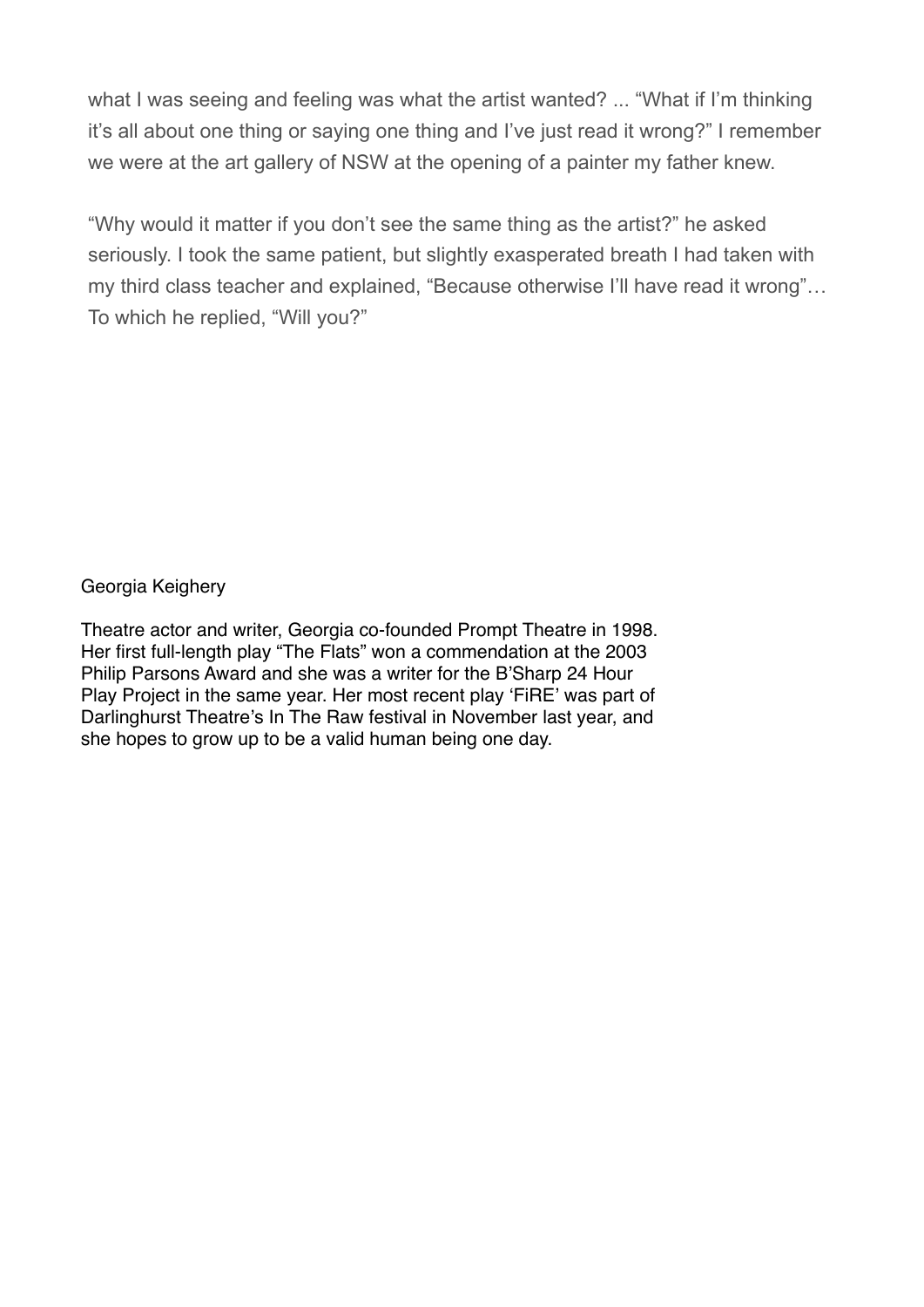what I was seeing and feeling was what the artist wanted? ... "What if I'm thinking it's all about one thing or saying one thing and I've just read it wrong?" I remember we were at the art gallery of NSW at the opening of a painter my father knew.

"Why would it matter if you don't see the same thing as the artist?" he asked seriously. I took the same patient, but slightly exasperated breath I had taken with my third class teacher and explained, "Because otherwise I'll have read it wrong"… To which he replied, "Will you?"

Georgia Keighery

Theatre actor and writer, Georgia co-founded Prompt Theatre in 1998. Her first full-length play "The Flats" won a commendation at the 2003 Philip Parsons Award and she was a writer for the B'Sharp 24 Hour Play Project in the same year. Her most recent play 'FiRE' was part of Darlinghurst Theatre's In The Raw festival in November last year, and she hopes to grow up to be a valid human being one day.